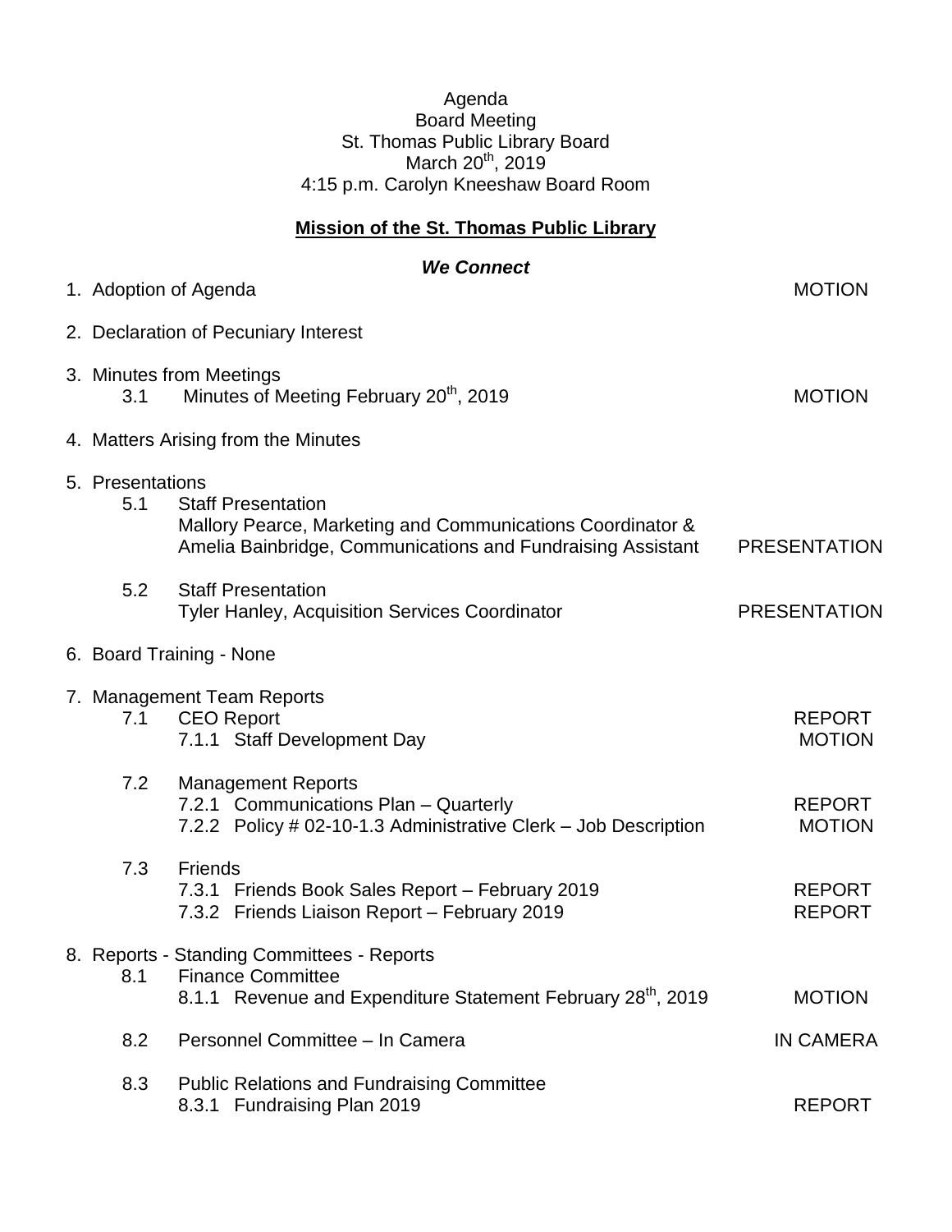Agenda
Board Meeting
St. Thomas Public Library Board
March 20th, 2019
4:15 p.m. Carolyn Kneeshaw Board Room

## Mission of the St. Thomas Public Library

***We Connect***

| Item | | Action |
|---|---|---|
| 1. Adoption of Agenda | | MOTION |
| 2. Declaration of Pecuniary Interest | | |
| 3. Minutes from Meetings | | |
| 3.1 | Minutes of Meeting February 20th, 2019 | MOTION |
| 4. Matters Arising from the Minutes | | |
| 5. Presentations | | |
| 5.1 | Staff Presentation<br>Mallory Pearce, Marketing and Communications Coordinator & Amelia Bainbridge, Communications and Fundraising Assistant | PRESENTATION |
| 5.2 | Staff Presentation<br>Tyler Hanley, Acquisition Services Coordinator | PRESENTATION |
| 6. Board Training - None | | |
| 7. Management Team Reports | | |
| 7.1 | CEO Report | REPORT |
| | 7.1.1 Staff Development Day | MOTION |
| 7.2 | Management Reports | |
| | 7.2.1 Communications Plan – Quarterly | REPORT |
| | 7.2.2 Policy # 02-10-1.3 Administrative Clerk – Job Description | MOTION |
| 7.3 | Friends | |
| | 7.3.1 Friends Book Sales Report – February 2019 | REPORT |
| | 7.3.2 Friends Liaison Report – February 2019 | REPORT |
| 8. Reports - Standing Committees - Reports | | |
| 8.1 | Finance Committee | |
| | 8.1.1 Revenue and Expenditure Statement February 28th, 2019 | MOTION |
| 8.2 | Personnel Committee – In Camera | IN CAMERA |
| 8.3 | Public Relations and Fundraising Committee | |
| | 8.3.1 Fundraising Plan 2019 | REPORT |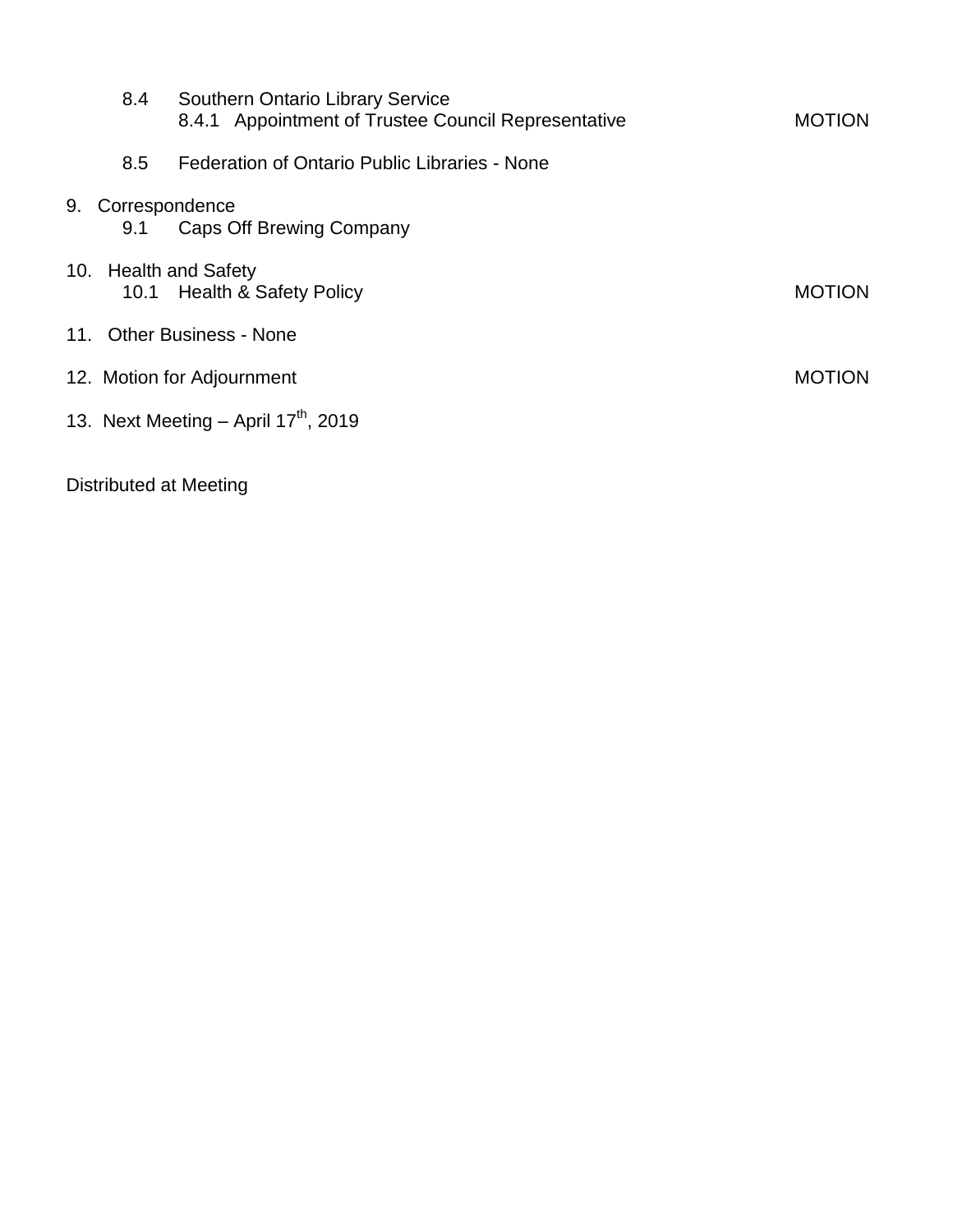8.4 Southern Ontario Library Service
  8.4.1 Appointment of Trustee Council Representative — MOTION

8.5 Federation of Ontario Public Libraries - None

9. Correspondence
   9.1 Caps Off Brewing Company

10. Health and Safety
    10.1 Health & Safety Policy — MOTION

11. Other Business - None

12. Motion for Adjournment — MOTION

13. Next Meeting – April 17th, 2019

Distributed at Meeting